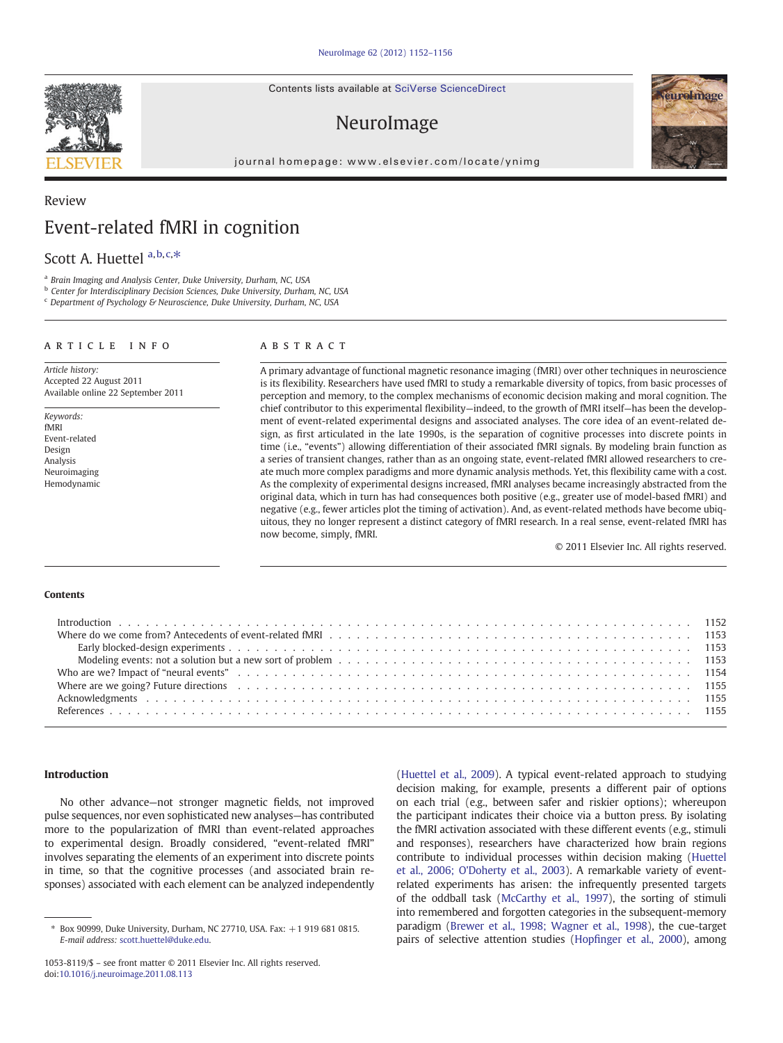Review

# Event-related fMRI in cognition

Scott A. Huettel [a,b,c,*]

[a] Brain Imaging and Analysis Center, Duke University, Durham, NC, USA
[b] Center for Interdisciplinary Decision Sciences, Duke University, Durham, NC, USA
[c] Department of Psychology & Neuroscience, Duke University, Durham, NC, USA

**ARTICLE INFO**

*Article history:*
Accepted 22 August 2011
Available online 22 September 2011

*Keywords:*
fMRI
Event-related
Design
Analysis
Neuroimaging
Hemodynamic

**ABSTRACT**

A primary advantage of functional magnetic resonance imaging (fMRI) over other techniques in neuroscience is its flexibility. Researchers have used fMRI to study a remarkable diversity of topics, from basic processes of perception and memory, to the complex mechanisms of economic decision making and moral cognition. The chief contributor to this experimental flexibility—indeed, to the growth of fMRI itself—has been the development of event-related experimental designs and associated analyses. The core idea of an event-related design, as first articulated in the late 1990s, is the separation of cognitive processes into discrete points in time (i.e., "events") allowing differentiation of their associated fMRI signals. By modeling brain function as a series of transient changes, rather than as an ongoing state, event-related fMRI allowed researchers to create much more complex paradigms and more dynamic analysis methods. Yet, this flexibility came with a cost. As the complexity of experimental designs increased, fMRI analyses became increasingly abstracted from the original data, which in turn has had consequences both positive (e.g., greater use of model-based fMRI) and negative (e.g., fewer articles plot the timing of activation). And, as event-related methods have become ubiquitous, they no longer represent a distinct category of fMRI research. In a real sense, event-related fMRI has now become, simply, fMRI.

© 2011 Elsevier Inc. All rights reserved.

**Contents**

- Introduction . . . 1152
- Where do we come from? Antecedents of event-related fMRI . . . 1153
  - Early blocked-design experiments . . . 1153
  - Modeling events: not a solution but a new sort of problem . . . 1153
- Who are we? Impact of "neural events" . . . 1154
- Where are we going? Future directions . . . 1155
- Acknowledgments . . . 1155
- References . . . 1155

## Introduction

No other advance—not stronger magnetic fields, not improved pulse sequences, nor even sophisticated new analyses—has contributed more to the popularization of fMRI than event-related approaches to experimental design. Broadly considered, "event-related fMRI" involves separating the elements of an experiment into discrete points in time, so that the cognitive processes (and associated brain responses) associated with each element can be analyzed independently (Huettel et al., 2009). A typical event-related approach to studying decision making, for example, presents a different pair of options on each trial (e.g., between safer and riskier options); whereupon the participant indicates their choice via a button press. By isolating the fMRI activation associated with these different events (e.g., stimuli and responses), researchers have characterized how brain regions contribute to individual processes within decision making (Huettel et al., 2006; O'Doherty et al., 2003). A remarkable variety of event-related experiments has arisen: the infrequently presented targets of the oddball task (McCarthy et al., 1997), the sorting of stimuli into remembered and forgotten categories in the subsequent-memory paradigm (Brewer et al., 1998; Wagner et al., 1998), the cue-target pairs of selective attention studies (Hopfinger et al., 2000), among

\* Box 90999, Duke University, Durham, NC 27710, USA. Fax: +1 919 681 0815.
*E-mail address:* scott.huettel@duke.edu.

1053-8119/$ – see front matter © 2011 Elsevier Inc. All rights reserved.
doi:10.1016/j.neuroimage.2011.08.113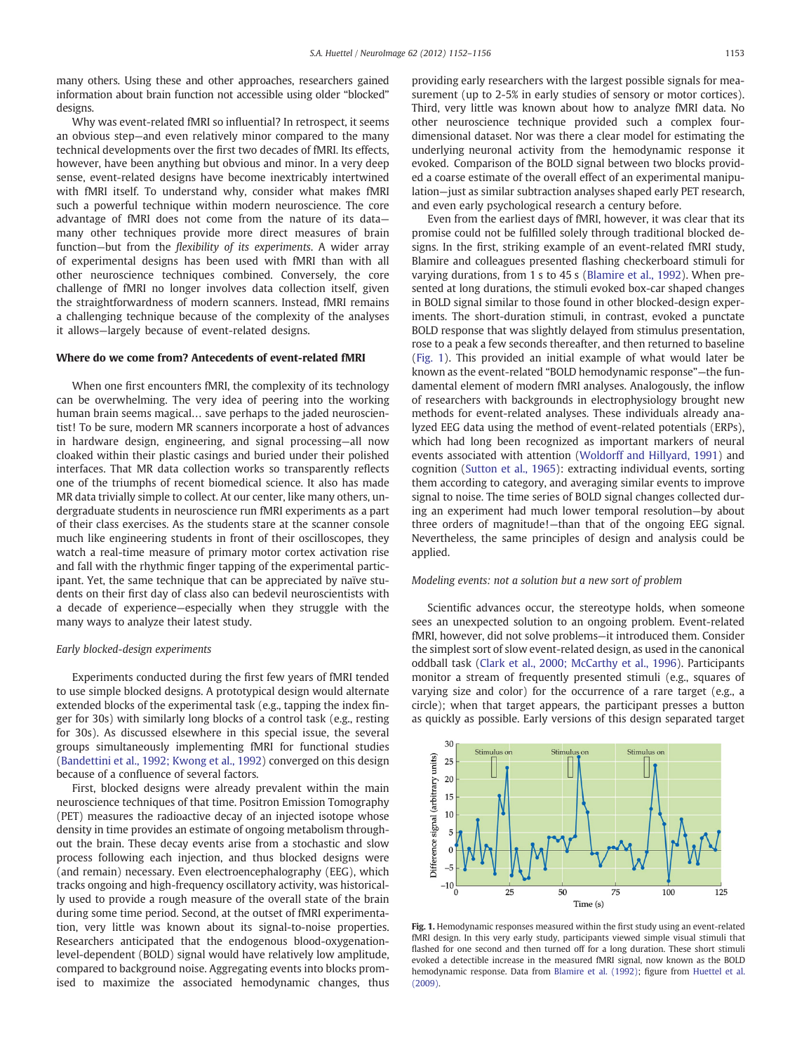many others. Using these and other approaches, researchers gained information about brain function not accessible using older "blocked" designs.

Why was event-related fMRI so influential? In retrospect, it seems an obvious step—and even relatively minor compared to the many technical developments over the first two decades of fMRI. Its effects, however, have been anything but obvious and minor. In a very deep sense, event-related designs have become inextricably intertwined with fMRI itself. To understand why, consider what makes fMRI such a powerful technique within modern neuroscience. The core advantage of fMRI does not come from the nature of its data—many other techniques provide more direct measures of brain function—but from the *flexibility of its experiments*. A wider array of experimental designs has been used with fMRI than with all other neuroscience techniques combined. Conversely, the core challenge of fMRI no longer involves data collection itself, given the straightforwardness of modern scanners. Instead, fMRI remains a challenging technique because of the complexity of the analyses it allows—largely because of event-related designs.

## Where do we come from? Antecedents of event-related fMRI

When one first encounters fMRI, the complexity of its technology can be overwhelming. The very idea of peering into the working human brain seems magical… save perhaps to the jaded neuroscientist! To be sure, modern MR scanners incorporate a host of advances in hardware design, engineering, and signal processing—all now cloaked within their plastic casings and buried under their polished interfaces. That MR data collection works so transparently reflects one of the triumphs of recent biomedical science. It also has made MR data trivially simple to collect. At our center, like many others, undergraduate students in neuroscience run fMRI experiments as a part of their class exercises. As the students stare at the scanner console much like engineering students in front of their oscilloscopes, they watch a real-time measure of primary motor cortex activation rise and fall with the rhythmic finger tapping of the experimental participant. Yet, the same technique that can be appreciated by naïve students on their first day of class also can bedevil neuroscientists with a decade of experience—especially when they struggle with the many ways to analyze their latest study.

### *Early blocked-design experiments*

Experiments conducted during the first few years of fMRI tended to use simple blocked designs. A prototypical design would alternate extended blocks of the experimental task (e.g., tapping the index finger for 30s) with similarly long blocks of a control task (e.g., resting for 30s). As discussed elsewhere in this special issue, the several groups simultaneously implementing fMRI for functional studies (Bandettini et al., 1992; Kwong et al., 1992) converged on this design because of a confluence of several factors.

First, blocked designs were already prevalent within the main neuroscience techniques of that time. Positron Emission Tomography (PET) measures the radioactive decay of an injected isotope whose density in time provides an estimate of ongoing metabolism throughout the brain. These decay events arise from a stochastic and slow process following each injection, and thus blocked designs were (and remain) necessary. Even electroencephalography (EEG), which tracks ongoing and high-frequency oscillatory activity, was historically used to provide a rough measure of the overall state of the brain during some time period. Second, at the outset of fMRI experimentation, very little was known about its signal-to-noise properties. Researchers anticipated that the endogenous blood-oxygenation-level-dependent (BOLD) signal would have relatively low amplitude, compared to background noise. Aggregating events into blocks promised to maximize the associated hemodynamic changes, thus providing early researchers with the largest possible signals for measurement (up to 2-5% in early studies of sensory or motor cortices). Third, very little was known about how to analyze fMRI data. No other neuroscience technique provided such a complex four-dimensional dataset. Nor was there a clear model for estimating the underlying neuronal activity from the hemodynamic response it evoked. Comparison of the BOLD signal between two blocks provided a coarse estimate of the overall effect of an experimental manipulation—just as similar subtraction analyses shaped early PET research, and even early psychological research a century before.

Even from the earliest days of fMRI, however, it was clear that its promise could not be fulfilled solely through traditional blocked designs. In the first, striking example of an event-related fMRI study, Blamire and colleagues presented flashing checkerboard stimuli for varying durations, from 1 s to 45 s (Blamire et al., 1992). When presented at long durations, the stimuli evoked box-car shaped changes in BOLD signal similar to those found in other blocked-design experiments. The short-duration stimuli, in contrast, evoked a punctate BOLD response that was slightly delayed from stimulus presentation, rose to a peak a few seconds thereafter, and then returned to baseline (Fig. 1). This provided an initial example of what would later be known as the event-related "BOLD hemodynamic response"—the fundamental element of modern fMRI analyses. Analogously, the inflow of researchers with backgrounds in electrophysiology brought new methods for event-related analyses. These individuals already analyzed EEG data using the method of event-related potentials (ERPs), which had long been recognized as important markers of neural events associated with attention (Woldorff and Hillyard, 1991) and cognition (Sutton et al., 1965): extracting individual events, sorting them according to category, and averaging similar events to improve signal to noise. The time series of BOLD signal changes collected during an experiment had much lower temporal resolution—by about three orders of magnitude!—than that of the ongoing EEG signal. Nevertheless, the same principles of design and analysis could be applied.

### *Modeling events: not a solution but a new sort of problem*

Scientific advances occur, the stereotype holds, when someone sees an unexpected solution to an ongoing problem. Event-related fMRI, however, did not solve problems—it introduced them. Consider the simplest sort of slow event-related design, as used in the canonical oddball task (Clark et al., 2000; McCarthy et al., 1996). Participants monitor a stream of frequently presented stimuli (e.g., squares of varying size and color) for the occurrence of a rare target (e.g., a circle); when that target appears, the participant presses a button as quickly as possible. Early versions of this design separated target

**Fig. 1.** Hemodynamic responses measured within the first study using an event-related fMRI design. In this very early study, participants viewed simple visual stimuli that flashed for one second and then turned off for a long duration. These short stimuli evoked a detectible increase in the measured fMRI signal, now known as the BOLD hemodynamic response. Data from Blamire et al. (1992); figure from Huettel et al. (2009).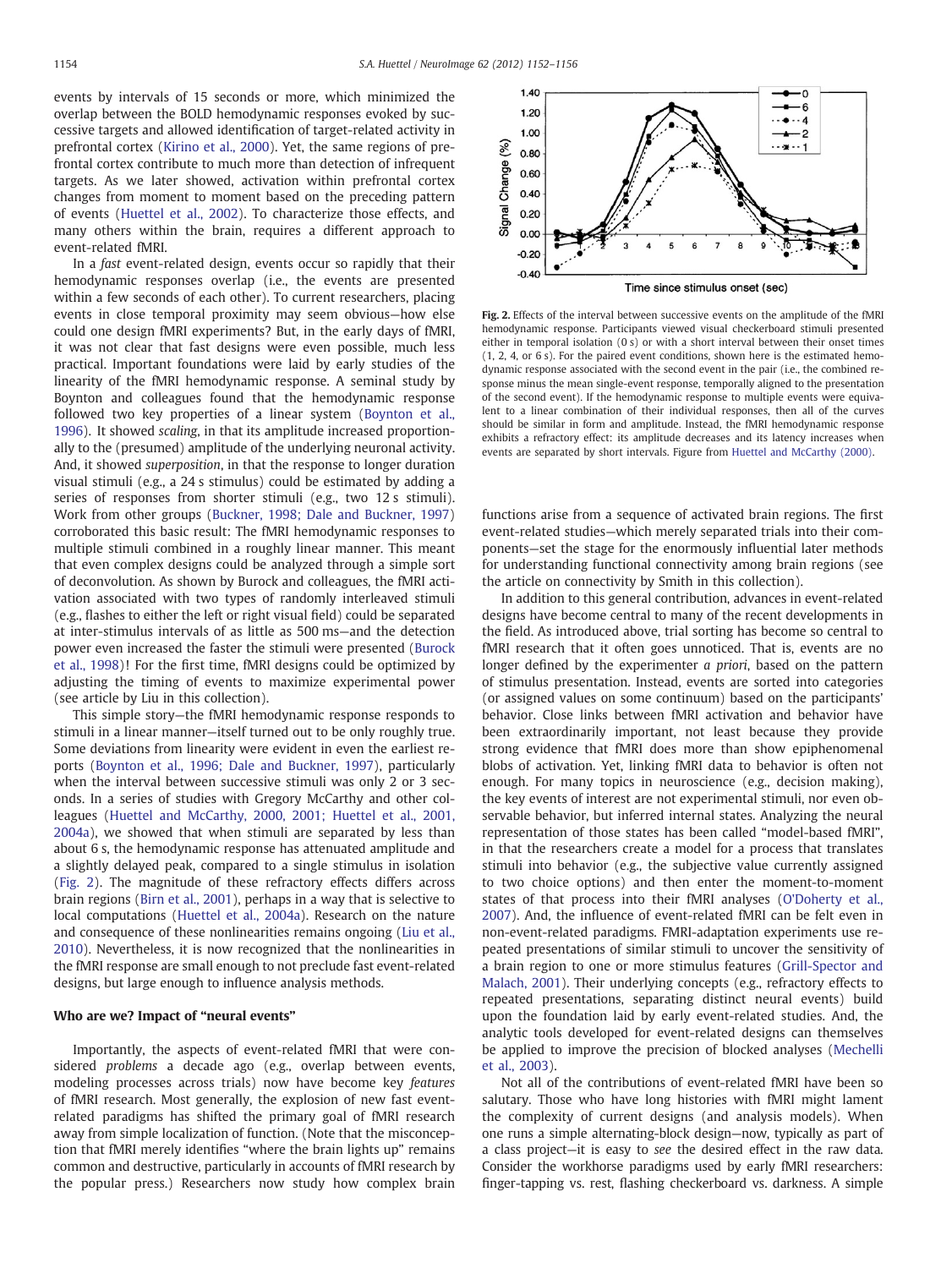events by intervals of 15 seconds or more, which minimized the overlap between the BOLD hemodynamic responses evoked by successive targets and allowed identification of target-related activity in prefrontal cortex (Kirino et al., 2000). Yet, the same regions of prefrontal cortex contribute to much more than detection of infrequent targets. As we later showed, activation within prefrontal cortex changes from moment to moment based on the preceding pattern of events (Huettel et al., 2002). To characterize those effects, and many others within the brain, requires a different approach to event-related fMRI.

In a *fast* event-related design, events occur so rapidly that their hemodynamic responses overlap (i.e., the events are presented within a few seconds of each other). To current researchers, placing events in close temporal proximity may seem obvious—how else could one design fMRI experiments? But, in the early days of fMRI, it was not clear that fast designs were even possible, much less practical. Important foundations were laid by early studies of the linearity of the fMRI hemodynamic response. A seminal study by Boynton and colleagues found that the hemodynamic response followed two key properties of a linear system (Boynton et al., 1996). It showed *scaling*, in that its amplitude increased proportionally to the (presumed) amplitude of the underlying neuronal activity. And, it showed *superposition*, in that the response to longer duration visual stimuli (e.g., a 24 s stimulus) could be estimated by adding a series of responses from shorter stimuli (e.g., two 12 s stimuli). Work from other groups (Buckner, 1998; Dale and Buckner, 1997) corroborated this basic result: The fMRI hemodynamic responses to multiple stimuli combined in a roughly linear manner. This meant that even complex designs could be analyzed through a simple sort of deconvolution. As shown by Burock and colleagues, the fMRI activation associated with two types of randomly interleaved stimuli (e.g., flashes to either the left or right visual field) could be separated at inter-stimulus intervals of as little as 500 ms—and the detection power even increased the faster the stimuli were presented (Burock et al., 1998)! For the first time, fMRI designs could be optimized by adjusting the timing of events to maximize experimental power (see article by Liu in this collection).

This simple story—the fMRI hemodynamic response responds to stimuli in a linear manner—itself turned out to be only roughly true. Some deviations from linearity were evident in even the earliest reports (Boynton et al., 1996; Dale and Buckner, 1997), particularly when the interval between successive stimuli was only 2 or 3 seconds. In a series of studies with Gregory McCarthy and other colleagues (Huettel and McCarthy, 2000, 2001; Huettel et al., 2001, 2004a), we showed that when stimuli are separated by less than about 6 s, the hemodynamic response has attenuated amplitude and a slightly delayed peak, compared to a single stimulus in isolation (Fig. 2). The magnitude of these refractory effects differs across brain regions (Birn et al., 2001), perhaps in a way that is selective to local computations (Huettel et al., 2004a). Research on the nature and consequence of these nonlinearities remains ongoing (Liu et al., 2010). Nevertheless, it is now recognized that the nonlinearities in the fMRI response are small enough to not preclude fast event-related designs, but large enough to influence analysis methods.

**Fig. 2.** Effects of the interval between successive events on the amplitude of the fMRI hemodynamic response. Participants viewed visual checkerboard stimuli presented either in temporal isolation (0 s) or with a short interval between their onset times (1, 2, 4, or 6 s). For the paired event conditions, shown here is the estimated hemodynamic response associated with the second event in the pair (i.e., the combined response minus the mean single-event response, temporally aligned to the presentation of the second event). If the hemodynamic response to multiple events were equivalent to a linear combination of their individual responses, then all of the curves should be similar in form and amplitude. Instead, the fMRI hemodynamic response exhibits a refractory effect: its amplitude decreases and its latency increases when events are separated by short intervals. Figure from Huettel and McCarthy (2000).

## Who are we? Impact of "neural events"

Importantly, the aspects of event-related fMRI that were considered *problems* a decade ago (e.g., overlap between events, modeling processes across trials) now have become key *features* of fMRI research. Most generally, the explosion of new fast event-related paradigms has shifted the primary goal of fMRI research away from simple localization of function. (Note that the misconception that fMRI merely identifies "where the brain lights up" remains common and destructive, particularly in accounts of fMRI research by the popular press.) Researchers now study how complex brain functions arise from a sequence of activated brain regions. The first event-related studies—which merely separated trials into their components—set the stage for the enormously influential later methods for understanding functional connectivity among brain regions (see the article on connectivity by Smith in this collection).

In addition to this general contribution, advances in event-related designs have become central to many of the recent developments in the field. As introduced above, trial sorting has become so central to fMRI research that it often goes unnoticed. That is, events are no longer defined by the experimenter *a priori*, based on the pattern of stimulus presentation. Instead, events are sorted into categories (or assigned values on some continuum) based on the participants' behavior. Close links between fMRI activation and behavior have been extraordinarily important, not least because they provide strong evidence that fMRI does more than show epiphenomenal blobs of activation. Yet, linking fMRI data to behavior is often not enough. For many topics in neuroscience (e.g., decision making), the key events of interest are not experimental stimuli, nor even observable behavior, but inferred internal states. Analyzing the neural representation of those states has been called "model-based fMRI", in that the researchers create a model for a process that translates stimuli into behavior (e.g., the subjective value currently assigned to two choice options) and then enter the moment-to-moment states of that process into their fMRI analyses (O'Doherty et al., 2007). And, the influence of event-related fMRI can be felt even in non-event-related paradigms. FMRI-adaptation experiments use repeated presentations of similar stimuli to uncover the sensitivity of a brain region to one or more stimulus features (Grill-Spector and Malach, 2001). Their underlying concepts (e.g., refractory effects to repeated presentations, separating distinct neural events) build upon the foundation laid by early event-related studies. And, the analytic tools developed for event-related designs can themselves be applied to improve the precision of blocked analyses (Mechelli et al., 2003).

Not all of the contributions of event-related fMRI have been so salutary. Those who have long histories with fMRI might lament the complexity of current designs (and analysis models). When one runs a simple alternating-block design—now, typically as part of a class project—it is easy to *see* the desired effect in the raw data. Consider the workhorse paradigms used by early fMRI researchers: finger-tapping vs. rest, flashing checkerboard vs. darkness. A simple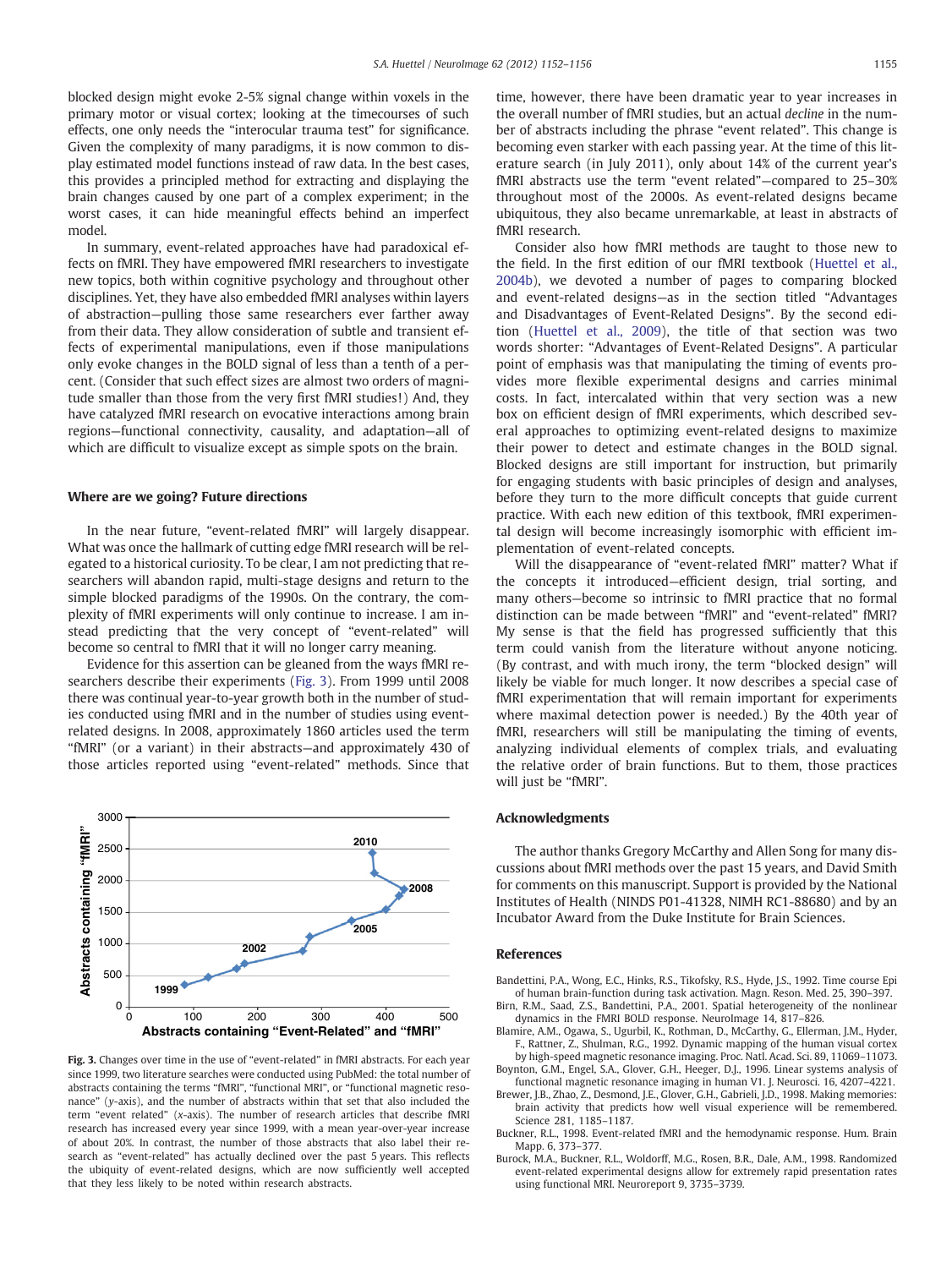blocked design might evoke 2-5% signal change within voxels in the primary motor or visual cortex; looking at the timecourses of such effects, one only needs the "interocular trauma test" for significance. Given the complexity of many paradigms, it is now common to display estimated model functions instead of raw data. In the best cases, this provides a principled method for extracting and displaying the brain changes caused by one part of a complex experiment; in the worst cases, it can hide meaningful effects behind an imperfect model.

In summary, event-related approaches have had paradoxical effects on fMRI. They have empowered fMRI researchers to investigate new topics, both within cognitive psychology and throughout other disciplines. Yet, they have also embedded fMRI analyses within layers of abstraction—pulling those same researchers ever farther away from their data. They allow consideration of subtle and transient effects of experimental manipulations, even if those manipulations only evoke changes in the BOLD signal of less than a tenth of a percent. (Consider that such effect sizes are almost two orders of magnitude smaller than those from the very first fMRI studies!) And, they have catalyzed fMRI research on evocative interactions among brain regions—functional connectivity, causality, and adaptation—all of which are difficult to visualize except as simple spots on the brain.

## Where are we going? Future directions

In the near future, "event-related fMRI" will largely disappear. What was once the hallmark of cutting edge fMRI research will be relegated to a historical curiosity. To be clear, I am not predicting that researchers will abandon rapid, multi-stage designs and return to the simple blocked paradigms of the 1990s. On the contrary, the complexity of fMRI experiments will only continue to increase. I am instead predicting that the very concept of "event-related" will become so central to fMRI that it will no longer carry meaning.

Evidence for this assertion can be gleaned from the ways fMRI researchers describe their experiments (Fig. 3). From 1999 until 2008 there was continual year-to-year growth both in the number of studies conducted using fMRI and in the number of studies using event-related designs. In 2008, approximately 1860 articles used the term "fMRI" (or a variant) in their abstracts—and approximately 430 of those articles reported using "event-related" methods. Since that time, however, there have been dramatic year to year increases in the overall number of fMRI studies, but an actual *decline* in the number of abstracts including the phrase "event related". This change is becoming even starker with each passing year. At the time of this literature search (in July 2011), only about 14% of the current year's fMRI abstracts use the term "event related"—compared to 25–30% throughout most of the 2000s. As event-related designs became ubiquitous, they also became unremarkable, at least in abstracts of fMRI research.

**Fig. 3.** Changes over time in the use of "event-related" in fMRI abstracts. For each year since 1999, two literature searches were conducted using PubMed: the total number of abstracts containing the terms "fMRI", "functional MRI", or "functional magnetic resonance" (y-axis), and the number of abstracts within that set that also included the term "event related" (x-axis). The number of research articles that describe fMRI research has increased every year since 1999, with a mean year-over-year increase of about 20%. In contrast, the number of those abstracts that also label their research as "event-related" has actually declined over the past 5 years. This reflects the ubiquity of event-related designs, which are now sufficiently well accepted that they less likely to be noted within research abstracts.

Consider also how fMRI methods are taught to those new to the field. In the first edition of our fMRI textbook (Huettel et al., 2004b), we devoted a number of pages to comparing blocked and event-related designs—as in the section titled "Advantages and Disadvantages of Event-Related Designs". By the second edition (Huettel et al., 2009), the title of that section was two words shorter: "Advantages of Event-Related Designs". A particular point of emphasis was that manipulating the timing of events provides more flexible experimental designs and carries minimal costs. In fact, intercalated within that very section was a new box on efficient design of fMRI experiments, which described several approaches to optimizing event-related designs to maximize their power to detect and estimate changes in the BOLD signal. Blocked designs are still important for instruction, but primarily for engaging students with basic principles of design and analyses, before they turn to the more difficult concepts that guide current practice. With each new edition of this textbook, fMRI experimental design will become increasingly isomorphic with efficient implementation of event-related concepts.

Will the disappearance of "event-related fMRI" matter? What if the concepts it introduced—efficient design, trial sorting, and many others—become so intrinsic to fMRI practice that no formal distinction can be made between "fMRI" and "event-related" fMRI? My sense is that the field has progressed sufficiently that this term could vanish from the literature without anyone noticing. (By contrast, and with much irony, the term "blocked design" will likely be viable for much longer. It now describes a special case of fMRI experimentation that will remain important for experiments where maximal detection power is needed.) By the 40th year of fMRI, researchers will still be manipulating the timing of events, analyzing individual elements of complex trials, and evaluating the relative order of brain functions. But to them, those practices will just be "fMRI".

## Acknowledgments

The author thanks Gregory McCarthy and Allen Song for many discussions about fMRI methods over the past 15 years, and David Smith for comments on this manuscript. Support is provided by the National Institutes of Health (NINDS P01-41328, NIMH RC1-88680) and by an Incubator Award from the Duke Institute for Brain Sciences.

## References

Bandettini, P.A., Wong, E.C., Hinks, R.S., Tikofsky, R.S., Hyde, J.S., 1992. Time course Epi of human brain-function during task activation. Magn. Reson. Med. 25, 390–397.

Birn, R.M., Saad, Z.S., Bandettini, P.A., 2001. Spatial heterogeneity of the nonlinear dynamics in the FMRI BOLD response. NeuroImage 14, 817–826.

Blamire, A.M., Ogawa, S., Ugurbil, K., Rothman, D., McCarthy, G., Ellerman, J.M., Hyder, F., Rattner, Z., Shulman, R.G., 1992. Dynamic mapping of the human visual cortex by high-speed magnetic resonance imaging. Proc. Natl. Acad. Sci. 89, 11069–11073.

Boynton, G.M., Engel, S.A., Glover, G.H., Heeger, D.J., 1996. Linear systems analysis of functional magnetic resonance imaging in human V1. J. Neurosci. 16, 4207–4221.

Brewer, J.B., Zhao, Z., Desmond, J.E., Glover, G.H., Gabrieli, J.D., 1998. Making memories: brain activity that predicts how well visual experience will be remembered. Science 281, 1185–1187.

Buckner, R.L., 1998. Event-related fMRI and the hemodynamic response. Hum. Brain Mapp. 6, 373–377.

Burock, M.A., Buckner, R.L., Woldorff, M.G., Rosen, B.R., Dale, A.M., 1998. Randomized event-related experimental designs allow for extremely rapid presentation rates using functional MRI. Neuroreport 9, 3735–3739.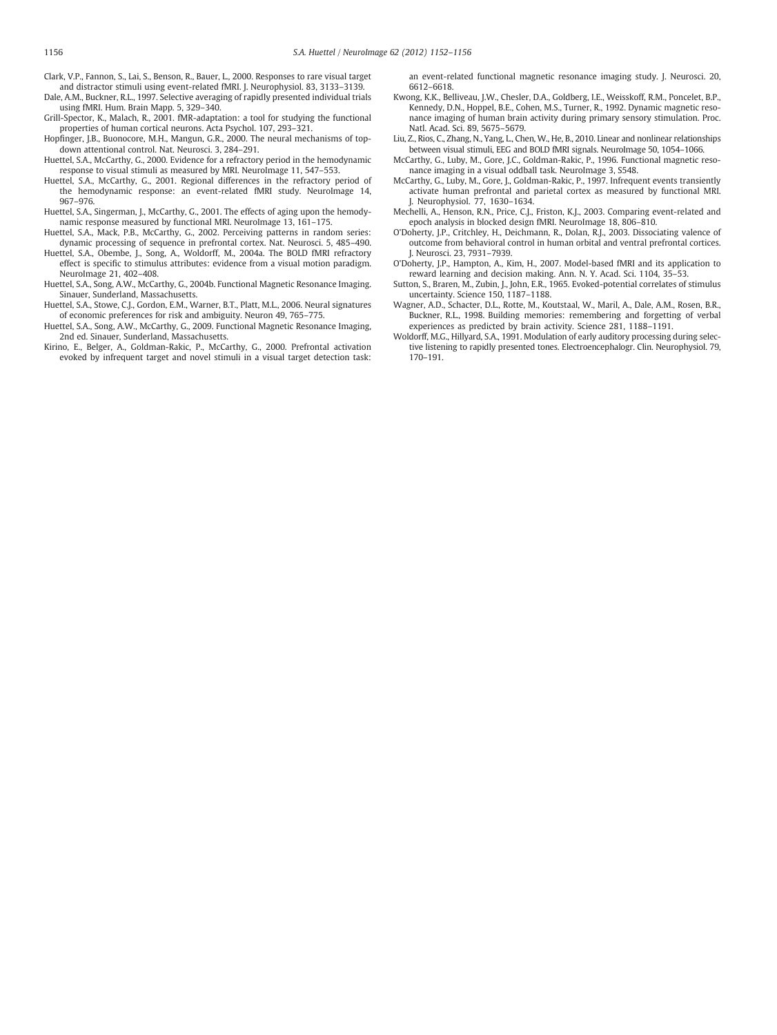Clark, V.P., Fannon, S., Lai, S., Benson, R., Bauer, L., 2000. Responses to rare visual target and distractor stimuli using event-related fMRI. J. Neurophysiol. 83, 3133–3139.

Dale, A.M., Buckner, R.L., 1997. Selective averaging of rapidly presented individual trials using fMRI. Hum. Brain Mapp. 5, 329–340.

Grill-Spector, K., Malach, R., 2001. fMR-adaptation: a tool for studying the functional properties of human cortical neurons. Acta Psychol. 107, 293–321.

Hopfinger, J.B., Buonocore, M.H., Mangun, G.R., 2000. The neural mechanisms of top-down attentional control. Nat. Neurosci. 3, 284–291.

Huettel, S.A., McCarthy, G., 2000. Evidence for a refractory period in the hemodynamic response to visual stimuli as measured by MRI. NeuroImage 11, 547–553.

Huettel, S.A., McCarthy, G., 2001. Regional differences in the refractory period of the hemodynamic response: an event-related fMRI study. NeuroImage 14, 967–976.

Huettel, S.A., Singerman, J., McCarthy, G., 2001. The effects of aging upon the hemodynamic response measured by functional MRI. NeuroImage 13, 161–175.

Huettel, S.A., Mack, P.B., McCarthy, G., 2002. Perceiving patterns in random series: dynamic processing of sequence in prefrontal cortex. Nat. Neurosci. 5, 485–490.

Huettel, S.A., Obembe, J., Song, A., Woldorff, M., 2004a. The BOLD fMRI refractory effect is specific to stimulus attributes: evidence from a visual motion paradigm. NeuroImage 21, 402–408.

Huettel, S.A., Song, A.W., McCarthy, G., 2004b. Functional Magnetic Resonance Imaging. Sinauer, Sunderland, Massachusetts.

Huettel, S.A., Stowe, C.J., Gordon, E.M., Warner, B.T., Platt, M.L., 2006. Neural signatures of economic preferences for risk and ambiguity. Neuron 49, 765–775.

Huettel, S.A., Song, A.W., McCarthy, G., 2009. Functional Magnetic Resonance Imaging, 2nd ed. Sinauer, Sunderland, Massachusetts.

Kirino, E., Belger, A., Goldman-Rakic, P., McCarthy, G., 2000. Prefrontal activation evoked by infrequent target and novel stimuli in a visual target detection task: an event-related functional magnetic resonance imaging study. J. Neurosci. 20, 6612–6618.

Kwong, K.K., Belliveau, J.W., Chesler, D.A., Goldberg, I.E., Weisskoff, R.M., Poncelet, B.P., Kennedy, D.N., Hoppel, B.E., Cohen, M.S., Turner, R., 1992. Dynamic magnetic resonance imaging of human brain activity during primary sensory stimulation. Proc. Natl. Acad. Sci. 89, 5675–5679.

Liu, Z., Rios, C., Zhang, N., Yang, L., Chen, W., He, B., 2010. Linear and nonlinear relationships between visual stimuli, EEG and BOLD fMRI signals. NeuroImage 50, 1054–1066.

McCarthy, G., Luby, M., Gore, J.C., Goldman-Rakic, P., 1996. Functional magnetic resonance imaging in a visual oddball task. NeuroImage 3, S548.

McCarthy, G., Luby, M., Gore, J., Goldman-Rakic, P., 1997. Infrequent events transiently activate human prefrontal and parietal cortex as measured by functional MRI. J. Neurophysiol. 77, 1630–1634.

Mechelli, A., Henson, R.N., Price, C.J., Friston, K.J., 2003. Comparing event-related and epoch analysis in blocked design fMRI. NeuroImage 18, 806–810.

O'Doherty, J.P., Critchley, H., Deichmann, R., Dolan, R.J., 2003. Dissociating valence of outcome from behavioral control in human orbital and ventral prefrontal cortices. J. Neurosci. 23, 7931–7939.

O'Doherty, J.P., Hampton, A., Kim, H., 2007. Model-based fMRI and its application to reward learning and decision making. Ann. N. Y. Acad. Sci. 1104, 35–53.

Sutton, S., Braren, M., Zubin, J., John, E.R., 1965. Evoked-potential correlates of stimulus uncertainty. Science 150, 1187–1188.

Wagner, A.D., Schacter, D.L., Rotte, M., Koutstaal, W., Maril, A., Dale, A.M., Rosen, B.R., Buckner, R.L., 1998. Building memories: remembering and forgetting of verbal experiences as predicted by brain activity. Science 281, 1188–1191.

Woldorff, M.G., Hillyard, S.A., 1991. Modulation of early auditory processing during selective listening to rapidly presented tones. Electroencephalogr. Clin. Neurophysiol. 79, 170–191.